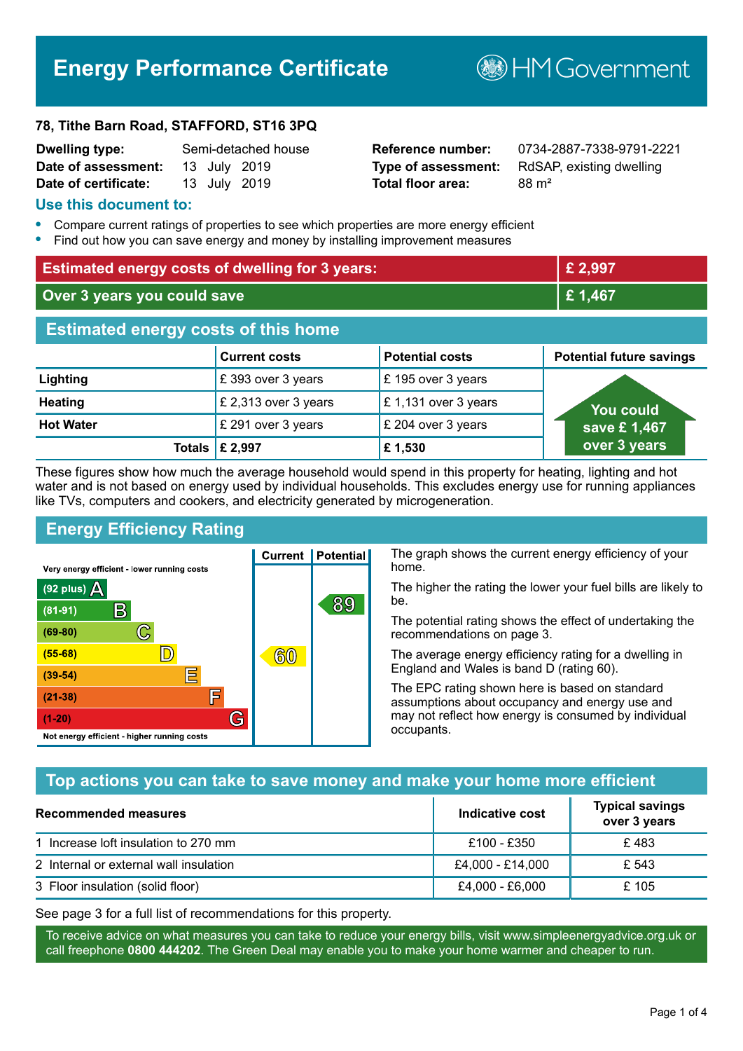# Energy Performance Certificate

HM Government

**78, Tithe Barn Road, STAFFORD, ST16 3PQ**

| | | | |
|---|---|---|---|
| **Dwelling type:** | Semi-detached house | **Reference number:** | 0734-2887-7338-9791-2221 |
| **Date of assessment:** | 13 July 2019 | **Type of assessment:** | RdSAP, existing dwelling |
| **Date of certificate:** | 13 July 2019 | **Total floor area:** | 88 m² |

## Use this document to:

- Compare current ratings of properties to see which properties are more energy efficient
- Find out how you can save energy and money by installing improvement measures

| | |
|---|---|
| **Estimated energy costs of dwelling for 3 years:** | **£ 2,997** |
| **Over 3 years you could save** | **£ 1,467** |

## Estimated energy costs of this home

| | Current costs | Potential costs | Potential future savings |
|---|---|---|---|
| **Lighting** | £ 393 over 3 years | £ 195 over 3 years | You could save £ 1,467 over 3 years |
| **Heating** | £ 2,313 over 3 years | £ 1,131 over 3 years | |
| **Hot Water** | £ 291 over 3 years | £ 204 over 3 years | |
| **Totals** | **£ 2,997** | **£ 1,530** | |

These figures show how much the average household would spend in this property for heating, lighting and hot water and is not based on energy used by individual households. This excludes energy use for running appliances like TVs, computers and cookers, and electricity generated by microgeneration.

## Energy Efficiency Rating

| Rating | Current | Potential |
|---|---|---|
| Very energy efficient - lower running costs | | |
| (92 plus) A | | |
| (81-91) B | | 89 |
| (69-80) C | | |
| (55-68) D | 60 | |
| (39-54) E | | |
| (21-38) F | | |
| (1-20) G | | |
| Not energy efficient - higher running costs | | |

The graph shows the current energy efficiency of your home.

The higher the rating the lower your fuel bills are likely to be.

The potential rating shows the effect of undertaking the recommendations on page 3.

The average energy efficiency rating for a dwelling in England and Wales is band D (rating 60).

The EPC rating shown here is based on standard assumptions about occupancy and energy use and may not reflect how energy is consumed by individual occupants.

## Top actions you can take to save money and make your home more efficient

| Recommended measures | Indicative cost | Typical savings over 3 years |
|---|---|---|
| 1 Increase loft insulation to 270 mm | £100 - £350 | £ 483 |
| 2 Internal or external wall insulation | £4,000 - £14,000 | £ 543 |
| 3 Floor insulation (solid floor) | £4,000 - £6,000 | £ 105 |

See page 3 for a full list of recommendations for this property.

To receive advice on what measures you can take to reduce your energy bills, visit www.simpleenergyadvice.org.uk or call freephone **0800 444202**. The Green Deal may enable you to make your home warmer and cheaper to run.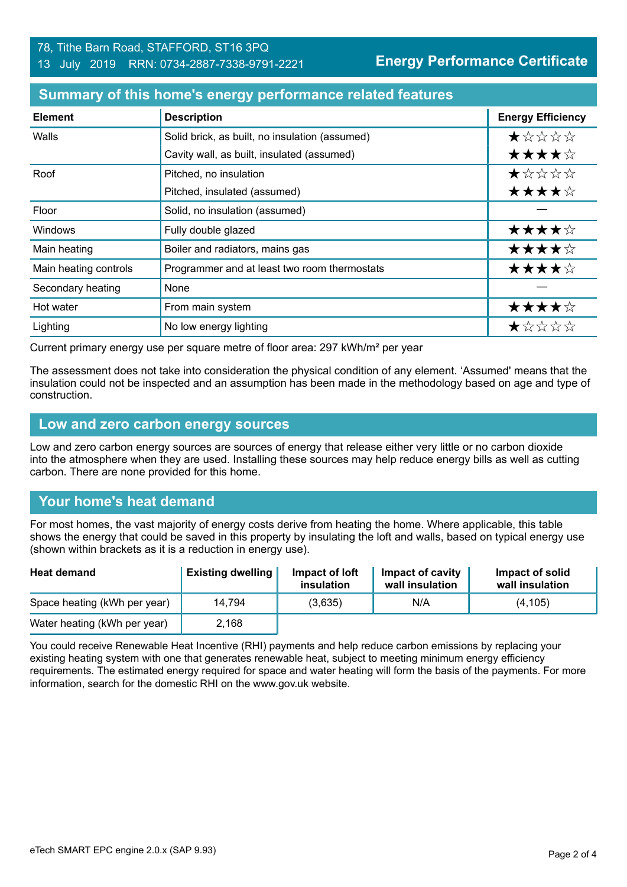78, Tithe Barn Road, STAFFORD, ST16 3PQ
13 July 2019 RRN: 0734-2887-7338-9791-2221

**Energy Performance Certificate**

## Summary of this home's energy performance related features

| Element | Description | Energy Efficiency |
|---|---|---|
| Walls | Solid brick, as built, no insulation (assumed) | ★☆☆☆☆ |
| | Cavity wall, as built, insulated (assumed) | ★★★★☆ |
| Roof | Pitched, no insulation | ★☆☆☆☆ |
| | Pitched, insulated (assumed) | ★★★★☆ |
| Floor | Solid, no insulation (assumed) | — |
| Windows | Fully double glazed | ★★★★☆ |
| Main heating | Boiler and radiators, mains gas | ★★★★☆ |
| Main heating controls | Programmer and at least two room thermostats | ★★★★☆ |
| Secondary heating | None | — |
| Hot water | From main system | ★★★★☆ |
| Lighting | No low energy lighting | ★☆☆☆☆ |

Current primary energy use per square metre of floor area: 297 kWh/m² per year

The assessment does not take into consideration the physical condition of any element. 'Assumed' means that the insulation could not be inspected and an assumption has been made in the methodology based on age and type of construction.

## Low and zero carbon energy sources

Low and zero carbon energy sources are sources of energy that release either very little or no carbon dioxide into the atmosphere when they are used. Installing these sources may help reduce energy bills as well as cutting carbon. There are none provided for this home.

## Your home's heat demand

For most homes, the vast majority of energy costs derive from heating the home. Where applicable, this table shows the energy that could be saved in this property by insulating the loft and walls, based on typical energy use (shown within brackets as it is a reduction in energy use).

| Heat demand | Existing dwelling | Impact of loft insulation | Impact of cavity wall insulation | Impact of solid wall insulation |
|---|---|---|---|---|
| Space heating (kWh per year) | 14,794 | (3,635) | N/A | (4,105) |
| Water heating (kWh per year) | 2,168 | | | |

You could receive Renewable Heat Incentive (RHI) payments and help reduce carbon emissions by replacing your existing heating system with one that generates renewable heat, subject to meeting minimum energy efficiency requirements. The estimated energy required for space and water heating will form the basis of the payments. For more information, search for the domestic RHI on the www.gov.uk website.

eTech SMART EPC engine 2.0.x (SAP 9.93)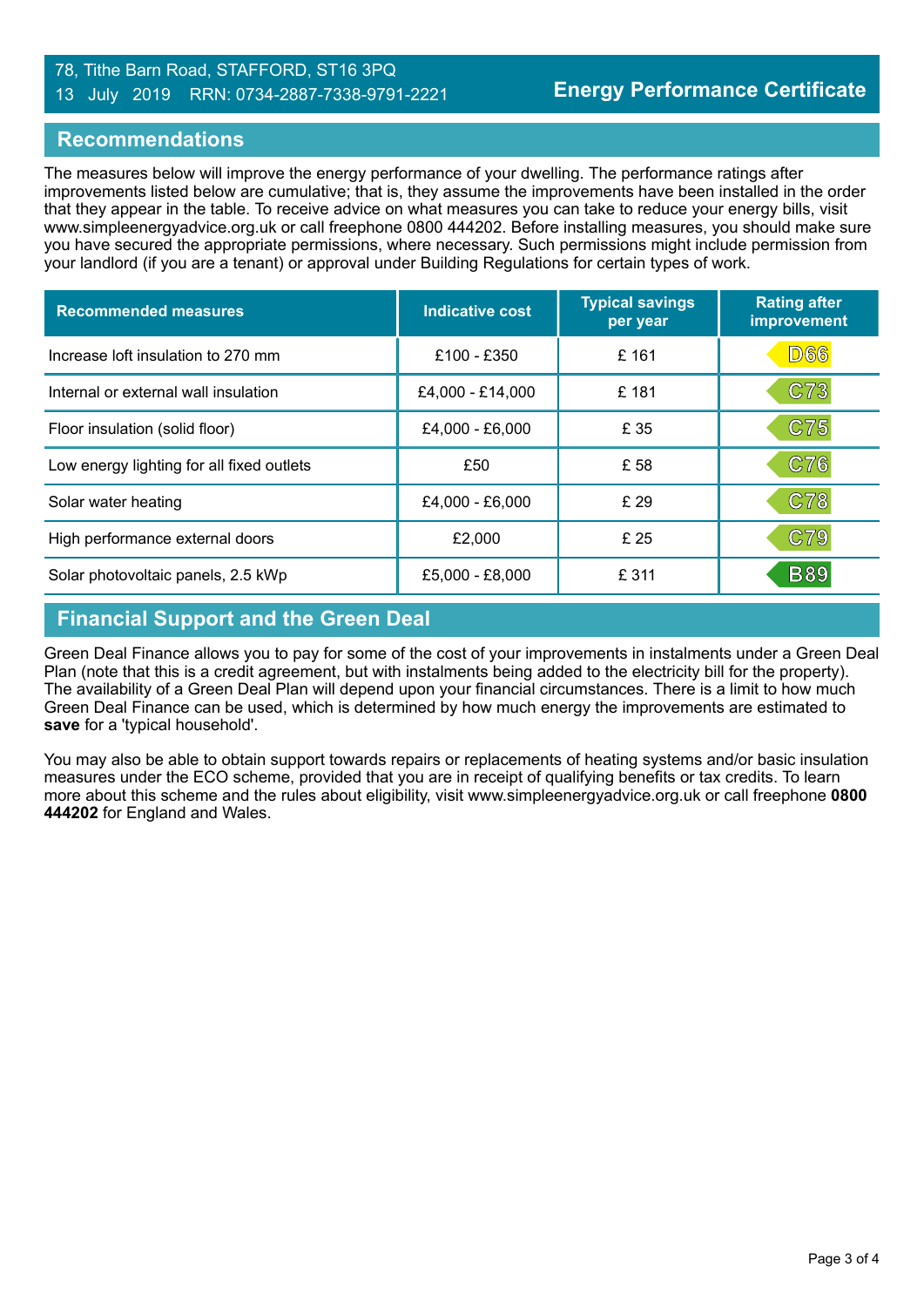78, Tithe Barn Road, STAFFORD, ST16 3PQ
13 July 2019 RRN: 0734-2887-7338-9791-2221

**Energy Performance Certificate**

## Recommendations

The measures below will improve the energy performance of your dwelling. The performance ratings after improvements listed below are cumulative; that is, they assume the improvements have been installed in the order that they appear in the table. To receive advice on what measures you can take to reduce your energy bills, visit www.simpleenergyadvice.org.uk or call freephone 0800 444202. Before installing measures, you should make sure you have secured the appropriate permissions, where necessary. Such permissions might include permission from your landlord (if you are a tenant) or approval under Building Regulations for certain types of work.

| Recommended measures | Indicative cost | Typical savings per year | Rating after improvement |
|---|---|---|---|
| Increase loft insulation to 270 mm | £100 - £350 | £ 161 | D66 |
| Internal or external wall insulation | £4,000 - £14,000 | £ 181 | C73 |
| Floor insulation (solid floor) | £4,000 - £6,000 | £ 35 | C75 |
| Low energy lighting for all fixed outlets | £50 | £ 58 | C76 |
| Solar water heating | £4,000 - £6,000 | £ 29 | C78 |
| High performance external doors | £2,000 | £ 25 | C79 |
| Solar photovoltaic panels, 2.5 kWp | £5,000 - £8,000 | £ 311 | B89 |

## Financial Support and the Green Deal

Green Deal Finance allows you to pay for some of the cost of your improvements in instalments under a Green Deal Plan (note that this is a credit agreement, but with instalments being added to the electricity bill for the property). The availability of a Green Deal Plan will depend upon your financial circumstances. There is a limit to how much Green Deal Finance can be used, which is determined by how much energy the improvements are estimated to **save** for a 'typical household'.

You may also be able to obtain support towards repairs or replacements of heating systems and/or basic insulation measures under the ECO scheme, provided that you are in receipt of qualifying benefits or tax credits. To learn more about this scheme and the rules about eligibility, visit www.simpleenergyadvice.org.uk or call freephone **0800 444202** for England and Wales.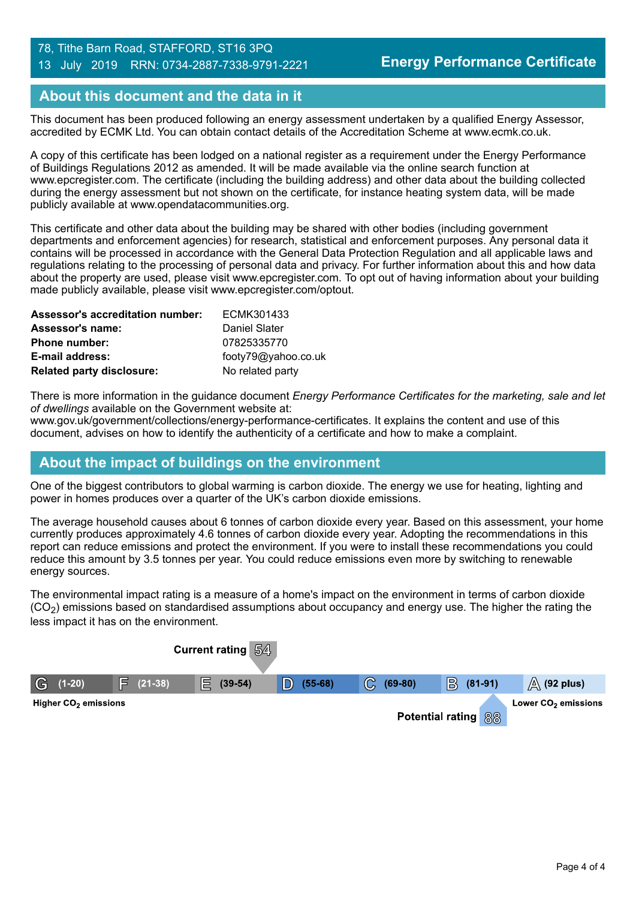78, Tithe Barn Road, STAFFORD, ST16 3PQ
13 July 2019 RRN: 0734-2887-7338-9791-2221

**Energy Performance Certificate**

## About this document and the data in it

This document has been produced following an energy assessment undertaken by a qualified Energy Assessor, accredited by ECMK Ltd. You can obtain contact details of the Accreditation Scheme at www.ecmk.co.uk.

A copy of this certificate has been lodged on a national register as a requirement under the Energy Performance of Buildings Regulations 2012 as amended. It will be made available via the online search function at www.epcregister.com. The certificate (including the building address) and other data about the building collected during the energy assessment but not shown on the certificate, for instance heating system data, will be made publicly available at www.opendatacommunities.org.

This certificate and other data about the building may be shared with other bodies (including government departments and enforcement agencies) for research, statistical and enforcement purposes. Any personal data it contains will be processed in accordance with the General Data Protection Regulation and all applicable laws and regulations relating to the processing of personal data and privacy. For further information about this and how data about the property are used, please visit www.epcregister.com. To opt out of having information about your building made publicly available, please visit www.epcregister.com/optout.

| | |
|---|---|
| **Assessor's accreditation number:** | ECMK301433 |
| **Assessor's name:** | Daniel Slater |
| **Phone number:** | 07825335770 |
| **E-mail address:** | footy79@yahoo.co.uk |
| **Related party disclosure:** | No related party |

There is more information in the guidance document *Energy Performance Certificates for the marketing, sale and let of dwellings* available on the Government website at: www.gov.uk/government/collections/energy-performance-certificates. It explains the content and use of this document, advises on how to identify the authenticity of a certificate and how to make a complaint.

## About the impact of buildings on the environment

One of the biggest contributors to global warming is carbon dioxide. The energy we use for heating, lighting and power in homes produces over a quarter of the UK's carbon dioxide emissions.

The average household causes about 6 tonnes of carbon dioxide every year. Based on this assessment, your home currently produces approximately 4.6 tonnes of carbon dioxide every year. Adopting the recommendations in this report can reduce emissions and protect the environment. If you were to install these recommendations you could reduce this amount by 3.5 tonnes per year. You could reduce emissions even more by switching to renewable energy sources.

The environmental impact rating is a measure of a home's impact on the environment in terms of carbon dioxide ($CO_2$) emissions based on standardised assumptions about occupancy and energy use. The higher the rating the less impact it has on the environment.

Current rating 54

G (1-20) F (21-38) E (39-54) D (55-68) C (69-80) B (81-91) A (92 plus)

Higher $CO_2$ emissions

Lower $CO_2$ emissions

Potential rating 88